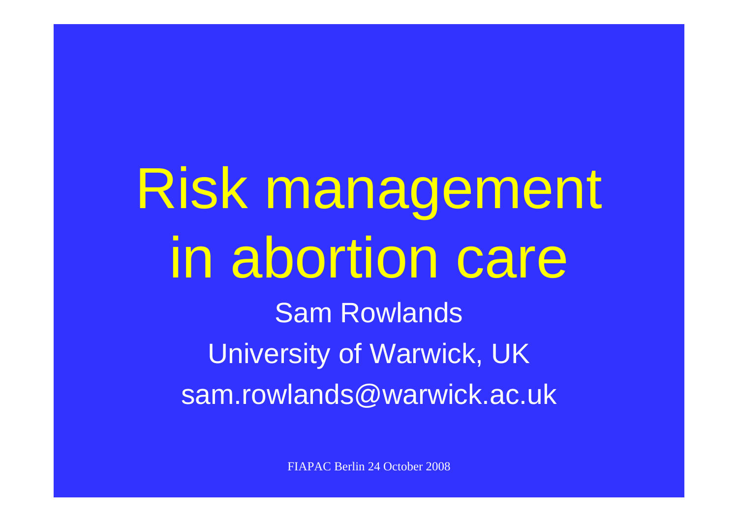# Risk management in abortion care

Sam Rowlands

University of Warwick, UK

sam.rowlands@warwick.ac.uk

FIAPAC Berlin 24 October 2008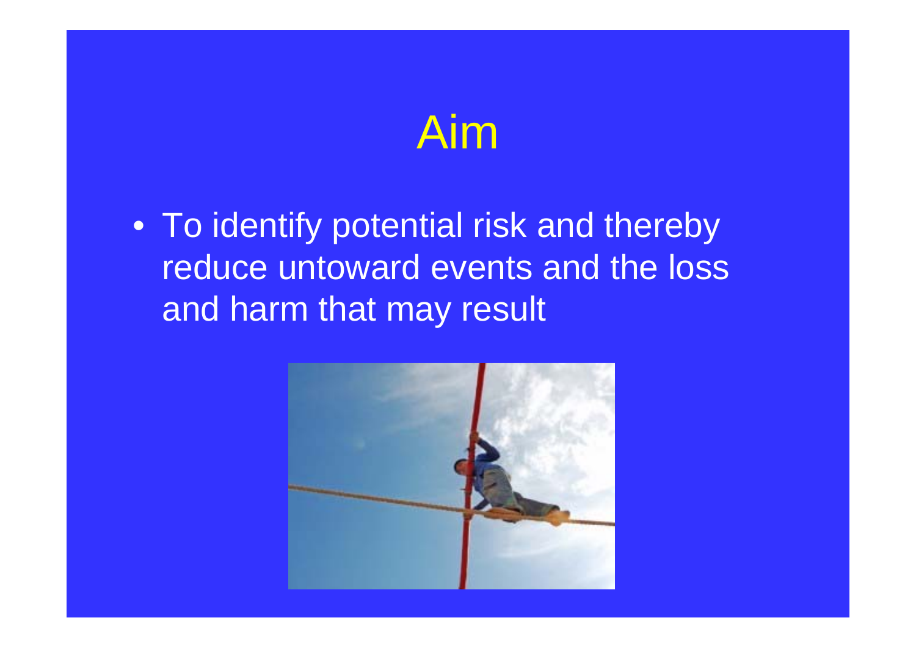# Aim

- To identify potential risk and thereby reduce untoward events and the loss and harm that may result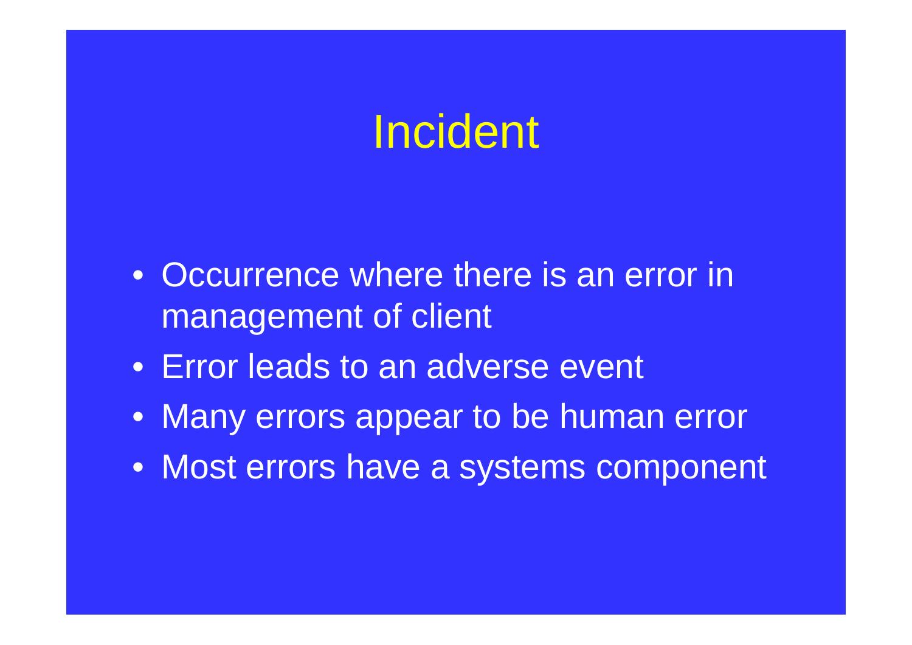# Incident

- Occurrence where there is an error in management of client
- Error leads to an adverse event
- Many errors appear to be human error
- Most errors have a systems component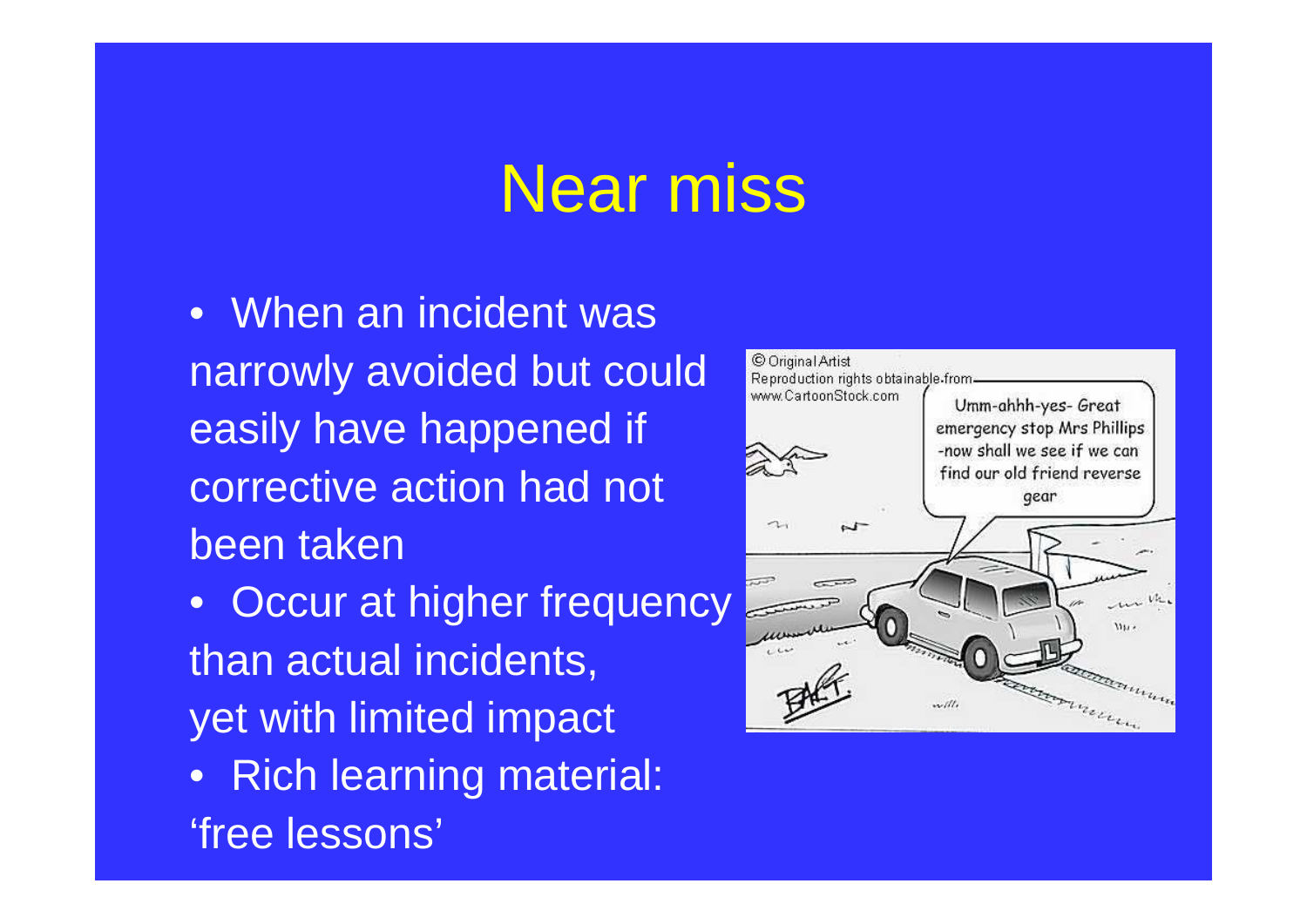# Near miss

- When an incident was narrowly avoided but could easily have happened if corrective action had not been taken
- Occur at higher frequency than actual incidents, yet with limited impact
- Rich learning material: 'free lessons'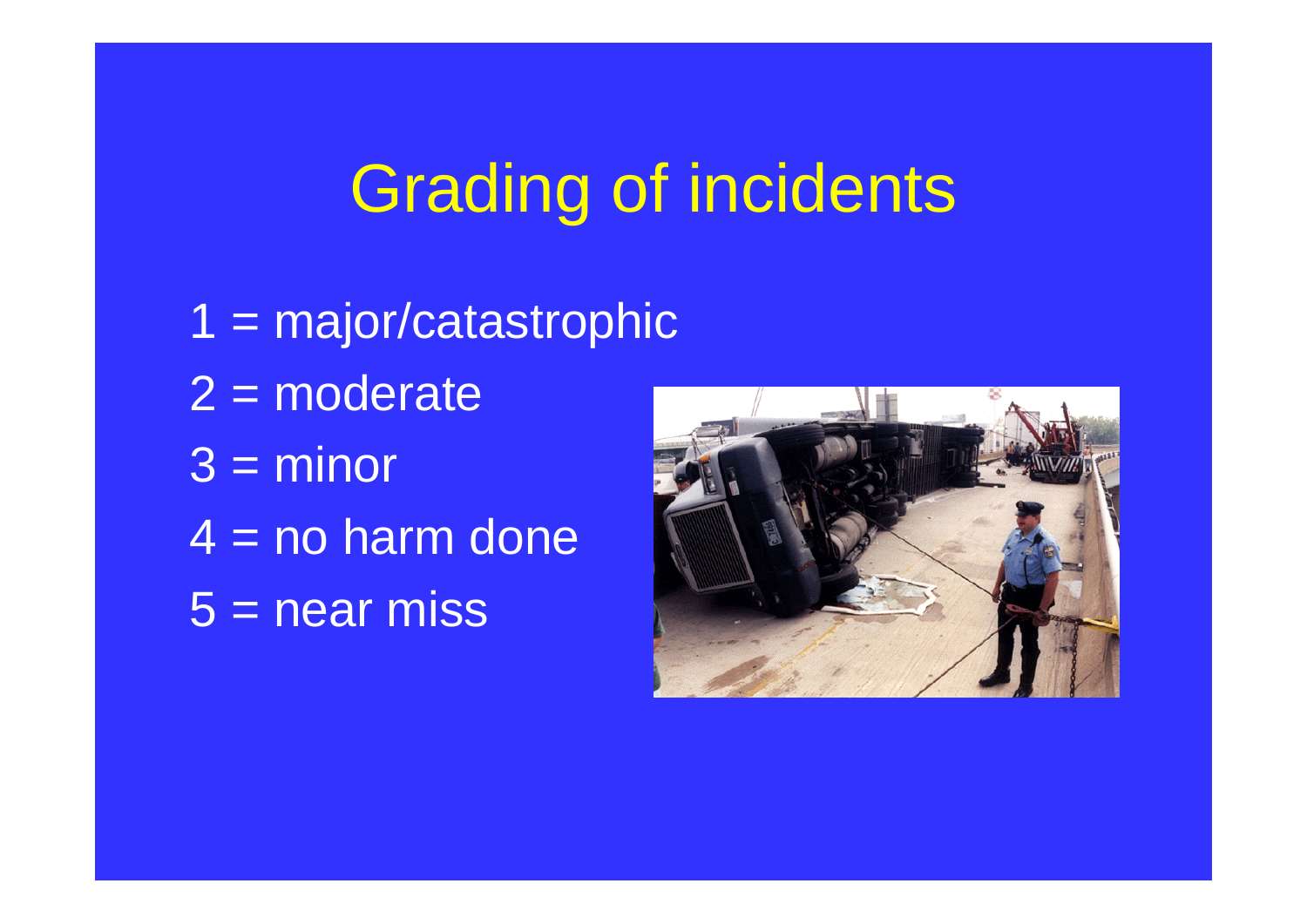# Grading of incidents

1 = major/catastrophic

2 = moderate

3 = minor

4 = no harm done

5 = near miss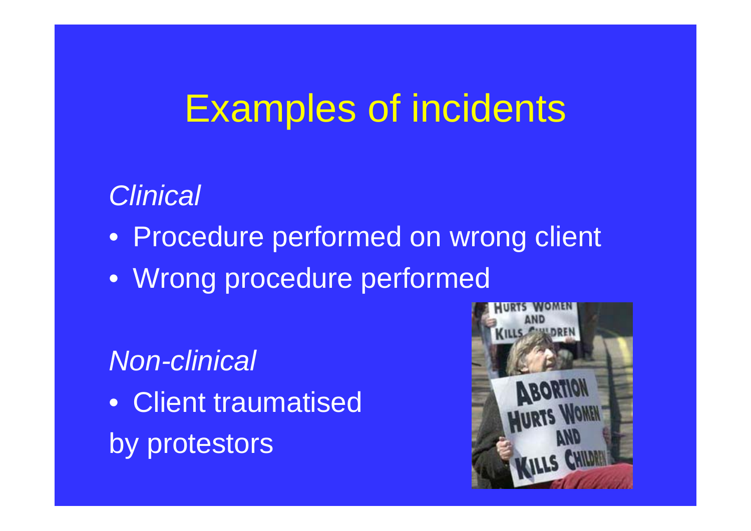# Examples of incidents

*Clinical*

- Procedure performed on wrong client
- Wrong procedure performed

*Non-clinical*

- Client traumatised by protestors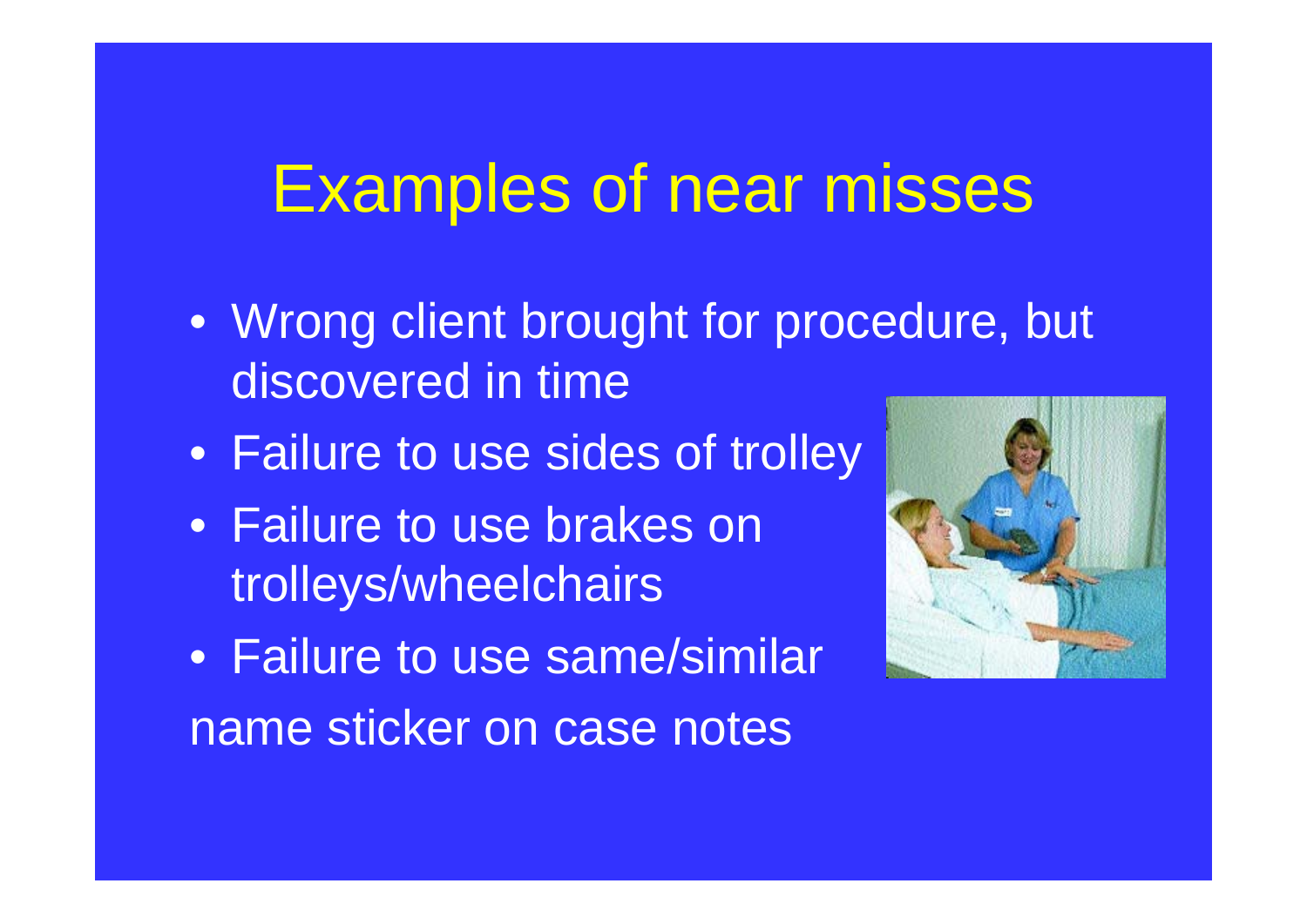# Examples of near misses

- Wrong client brought for procedure, but discovered in time
- Failure to use sides of trolley
- Failure to use brakes on trolleys/wheelchairs
- Failure to use same/similar

name sticker on case notes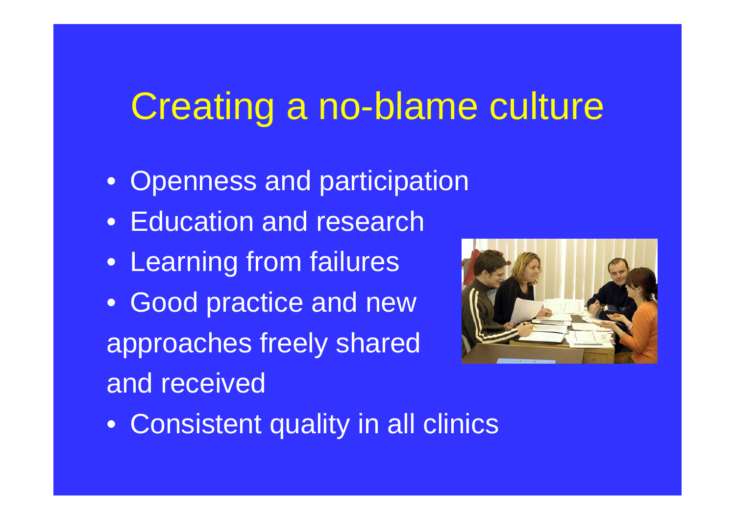# Creating a no-blame culture

- Openness and participation
- Education and research
- Learning from failures
- Good practice and new approaches freely shared and received
- Consistent quality in all clinics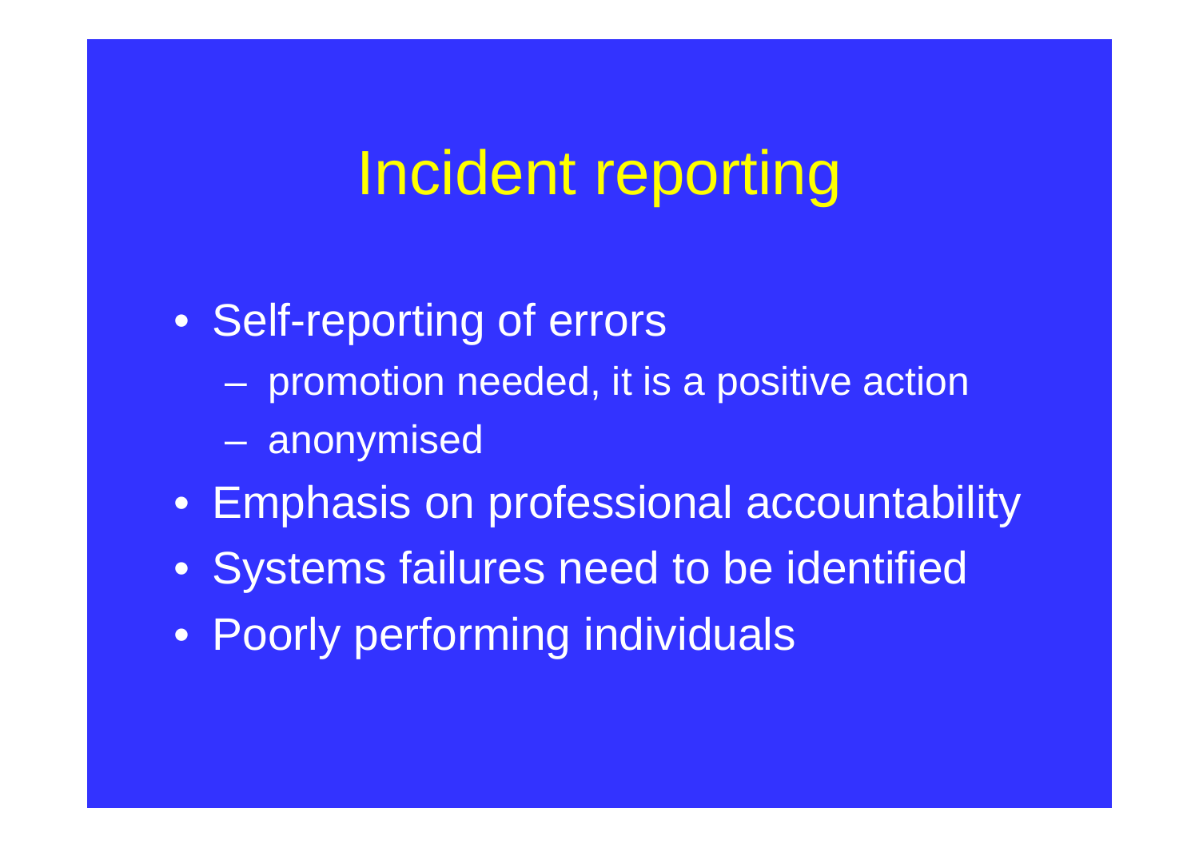# Incident reporting

- Self-reporting of errors
  - promotion needed, it is a positive action
  - anonymised
- Emphasis on professional accountability
- Systems failures need to be identified
- Poorly performing individuals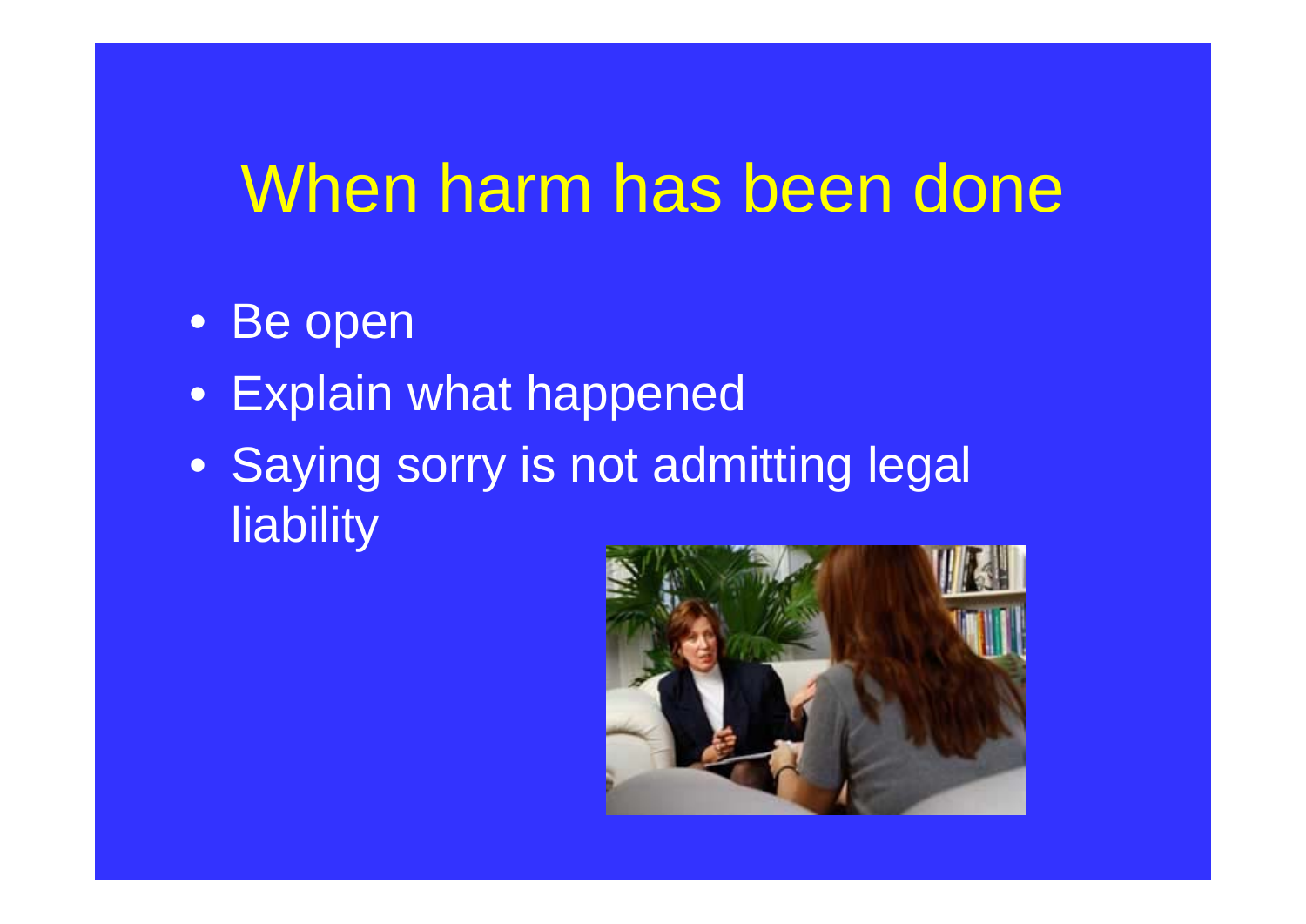# When harm has been done

- Be open
- Explain what happened
- Saying sorry is not admitting legal liability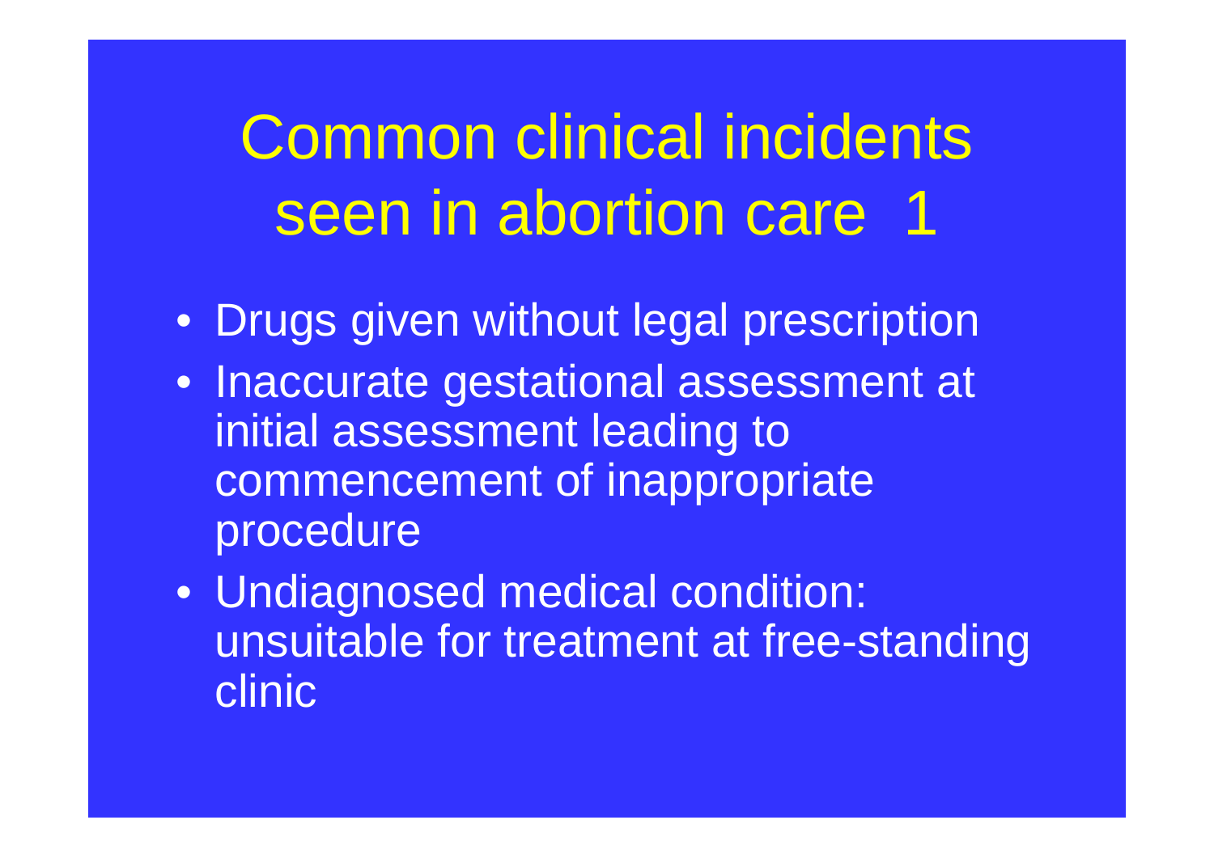# Common clinical incidents seen in abortion care 1

- Drugs given without legal prescription
- Inaccurate gestational assessment at initial assessment leading to commencement of inappropriate procedure
- Undiagnosed medical condition: unsuitable for treatment at free-standing clinic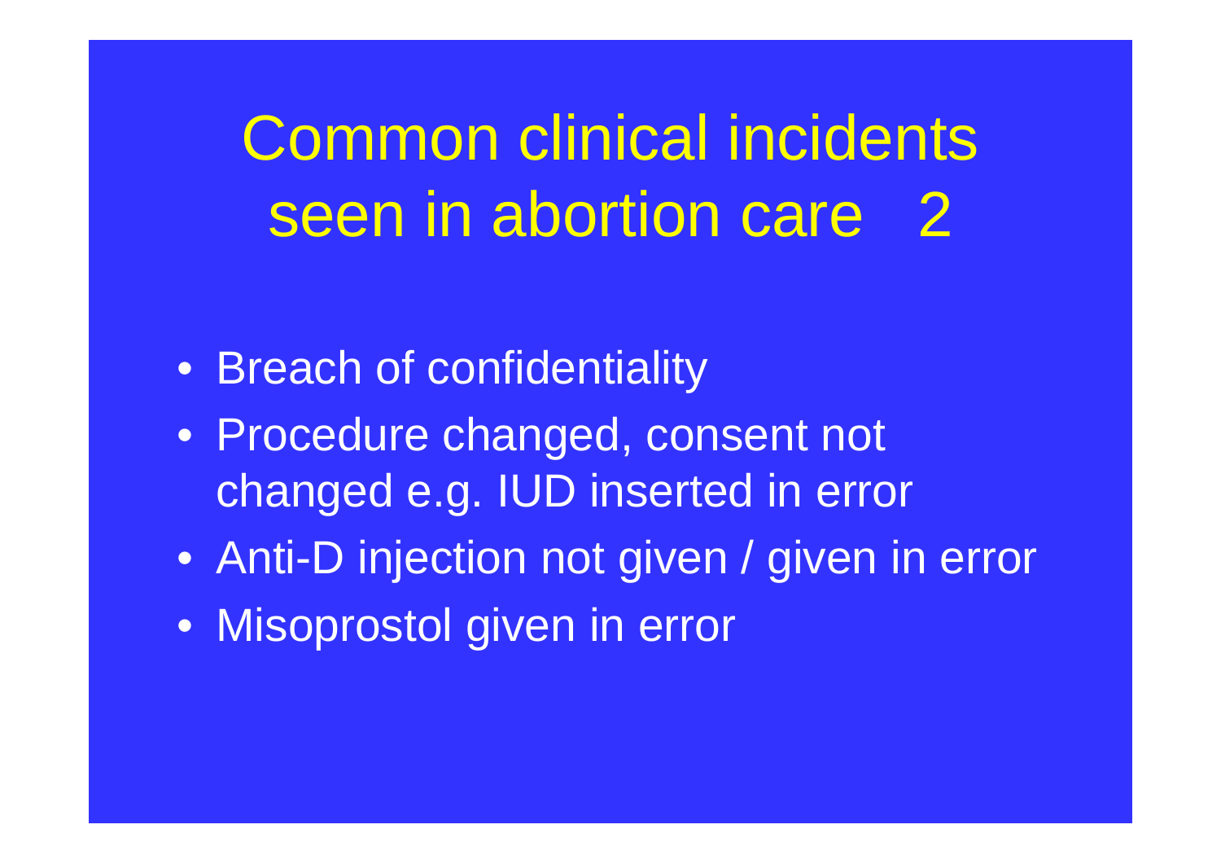# Common clinical incidents seen in abortion care 2

- Breach of confidentiality
- Procedure changed, consent not changed e.g. IUD inserted in error
- Anti-D injection not given / given in error
- Misoprostol given in error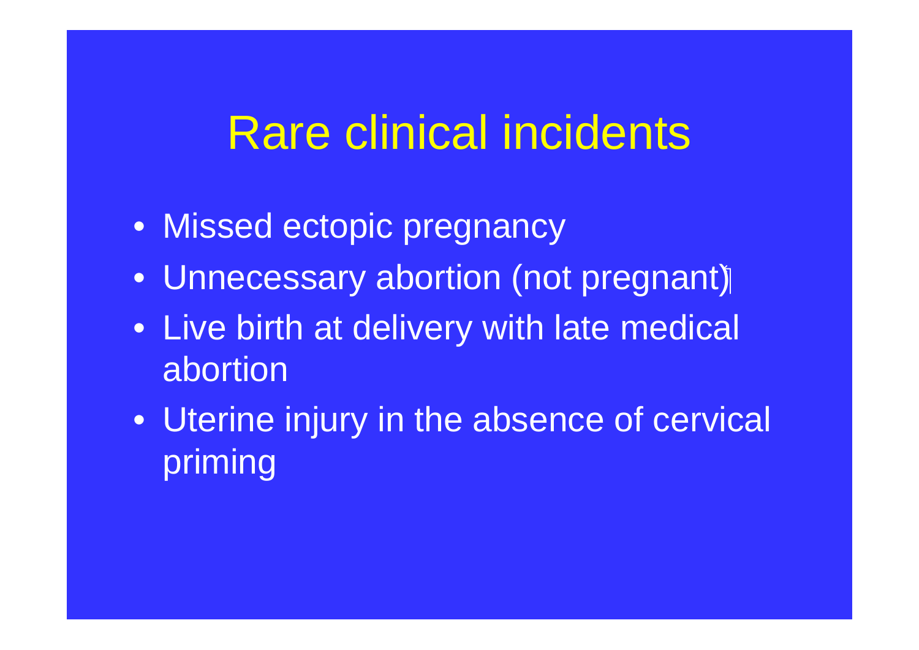# Rare clinical incidents

- Missed ectopic pregnancy
- Unnecessary abortion (not pregnant)
- Live birth at delivery with late medical abortion
- Uterine injury in the absence of cervical priming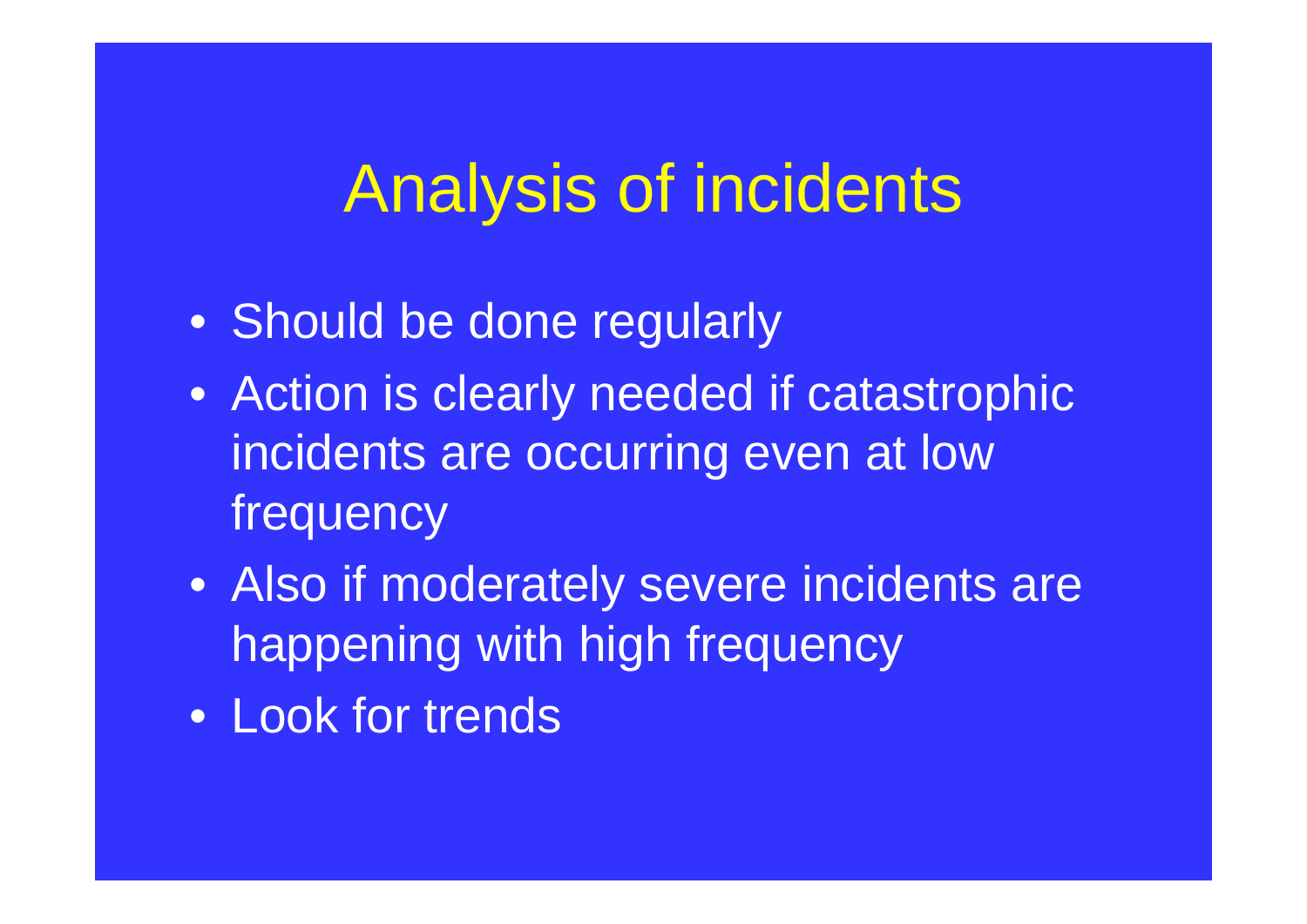# Analysis of incidents

- Should be done regularly
- Action is clearly needed if catastrophic incidents are occurring even at low frequency
- Also if moderately severe incidents are happening with high frequency
- Look for trends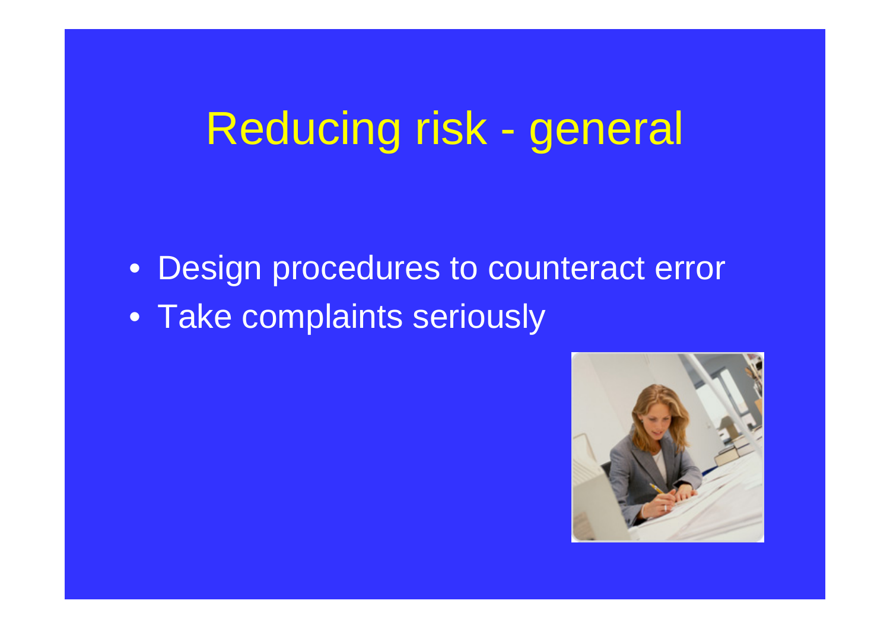# Reducing risk - general

- Design procedures to counteract error
- Take complaints seriously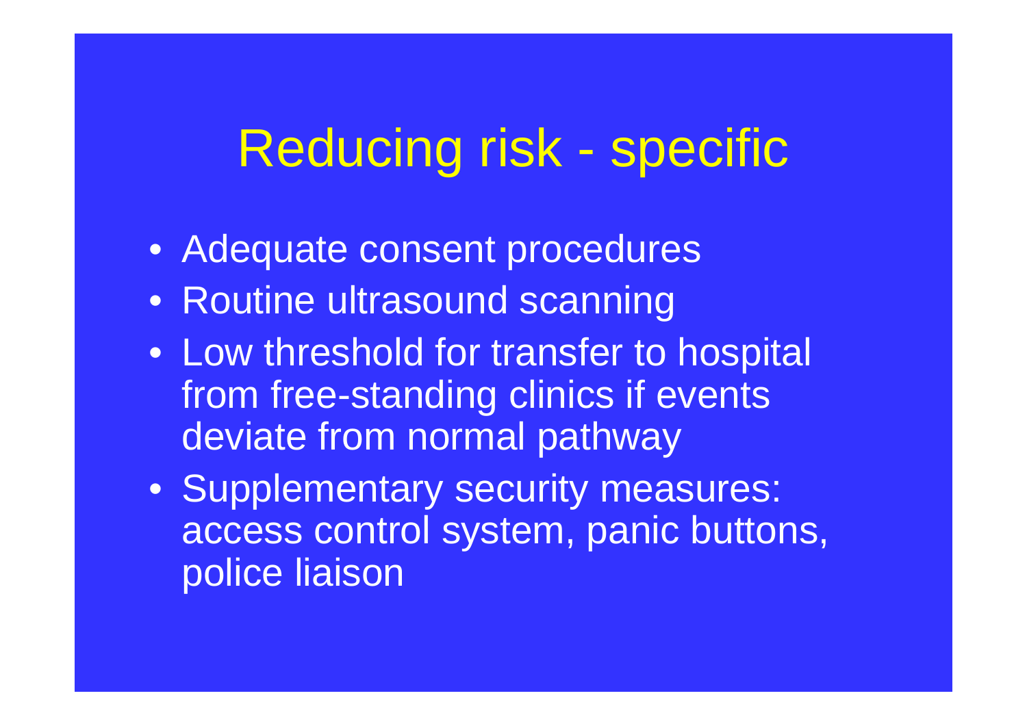# Reducing risk - specific

- Adequate consent procedures
- Routine ultrasound scanning
- Low threshold for transfer to hospital from free-standing clinics if events deviate from normal pathway
- Supplementary security measures: access control system, panic buttons, police liaison